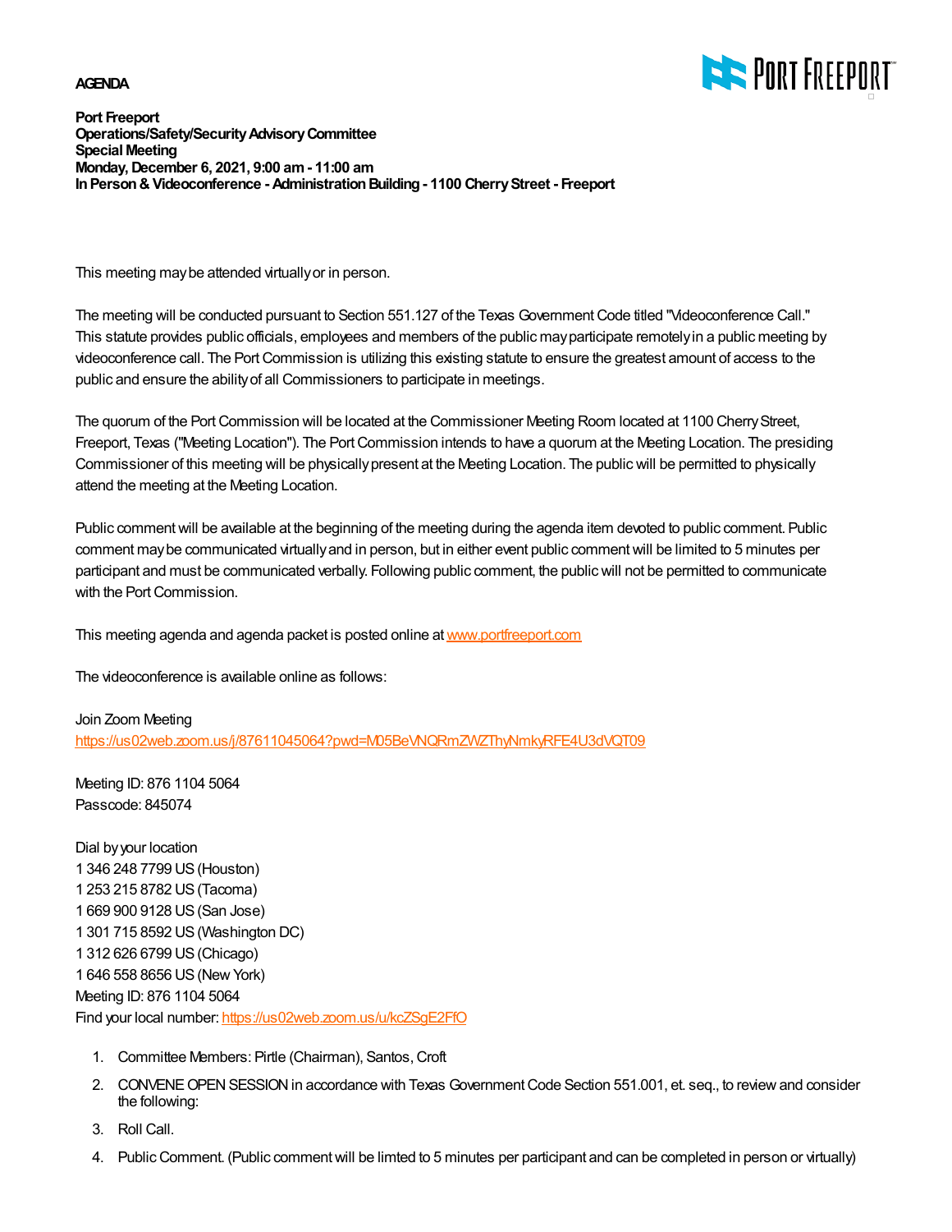**AGENDA**

**Port Freeport**
**Operations/Safety/Security Advisory Committee**
**Special Meeting**
**Monday, December 6, 2021, 9:00 am - 11:00 am**
**In Person & Videoconference - Administration Building - 1100 Cherry Street - Freeport**

This meeting may be attended virtually or in person.

The meeting will be conducted pursuant to Section 551.127 of the Texas Government Code titled "Videoconference Call." This statute provides public officials, employees and members of the public may participate remotely in a public meeting by videoconference call. The Port Commission is utilizing this existing statute to ensure the greatest amount of access to the public and ensure the ability of all Commissioners to participate in meetings.

The quorum of the Port Commission will be located at the Commissioner Meeting Room located at 1100 Cherry Street, Freeport, Texas ("Meeting Location"). The Port Commission intends to have a quorum at the Meeting Location. The presiding Commissioner of this meeting will be physically present at the Meeting Location. The public will be permitted to physically attend the meeting at the Meeting Location.

Public comment will be available at the beginning of the meeting during the agenda item devoted to public comment. Public comment may be communicated virtually and in person, but in either event public comment will be limited to 5 minutes per participant and must be communicated verbally. Following public comment, the public will not be permitted to communicate with the Port Commission.

This meeting agenda and agenda packet is posted online at [www.portfreeport.com](www.portfreeport.com)

The videoconference is available online as follows:

Join Zoom Meeting
[https://us02web.zoom.us/j/87611045064?pwd=M05BeVNQRmZWZThyNmkyRFE4U3dVQT09](https://us02web.zoom.us/j/87611045064?pwd=M05BeVNQRmZWZThyNmkyRFE4U3dVQT09)

Meeting ID: 876 1104 5064
Passcode: 845074

Dial by your location
1 346 248 7799 US (Houston)
1 253 215 8782 US (Tacoma)
1 669 900 9128 US (San Jose)
1 301 715 8592 US (Washington DC)
1 312 626 6799 US (Chicago)
1 646 558 8656 US (New York)
Meeting ID: 876 1104 5064
Find your local number: [https://us02web.zoom.us/u/kcZSgE2FfO](https://us02web.zoom.us/u/kcZSgE2FfO)

1. Committee Members: Pirtle (Chairman), Santos, Croft
2. CONVENE OPEN SESSION in accordance with Texas Government Code Section 551.001, et. seq., to review and consider the following:
3. Roll Call.
4. Public Comment. (Public comment will be limted to 5 minutes per participant and can be completed in person or virtually)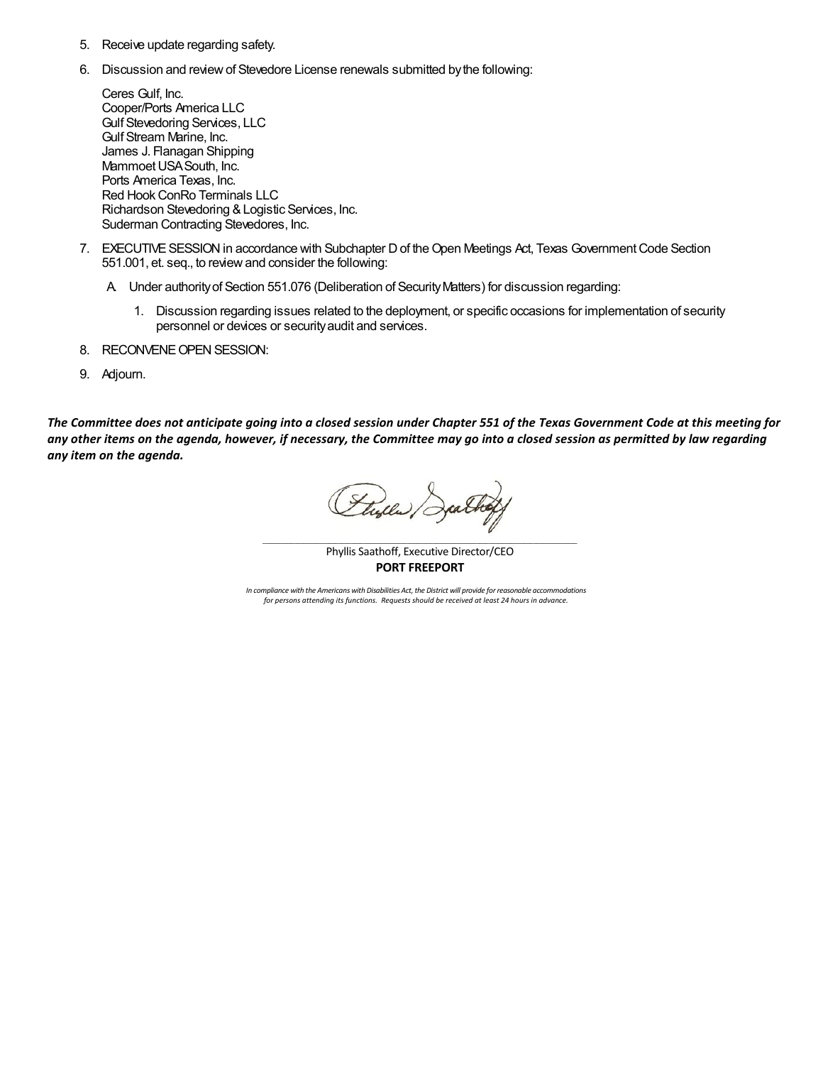5. Receive update regarding safety.
6. Discussion and review of Stevedore License renewals submitted by the following:

   Ceres Gulf, Inc.
   Cooper/Ports America LLC
   Gulf Stevedoring Services, LLC
   Gulf Stream Marine, Inc.
   James J. Flanagan Shipping
   Mammoet USA South, Inc.
   Ports America Texas, Inc.
   Red Hook ConRo Terminals LLC
   Richardson Stevedoring & Logistic Services, Inc.
   Suderman Contracting Stevedores, Inc.

7. EXECUTIVE SESSION in accordance with Subchapter D of the Open Meetings Act, Texas Government Code Section 551.001, et. seq., to review and consider the following:
   - A. Under authority of Section 551.076 (Deliberation of Security Matters) for discussion regarding:
     1. Discussion regarding issues related to the deployment, or specific occasions for implementation of security personnel or devices or security audit and services.
8. RECONVENE OPEN SESSION:
9. Adjourn.

***The Committee does not anticipate going into a closed session under Chapter 551 of the Texas Government Code at this meeting for any other items on the agenda, however, if necessary, the Committee may go into a closed session as permitted by law regarding any item on the agenda.***

Phyllis Saathoff, Executive Director/CEO
**PORT FREEPORT**

*In compliance with the Americans with Disabilities Act, the District will provide for reasonable accommodations for persons attending its functions. Requests should be received at least 24 hours in advance.*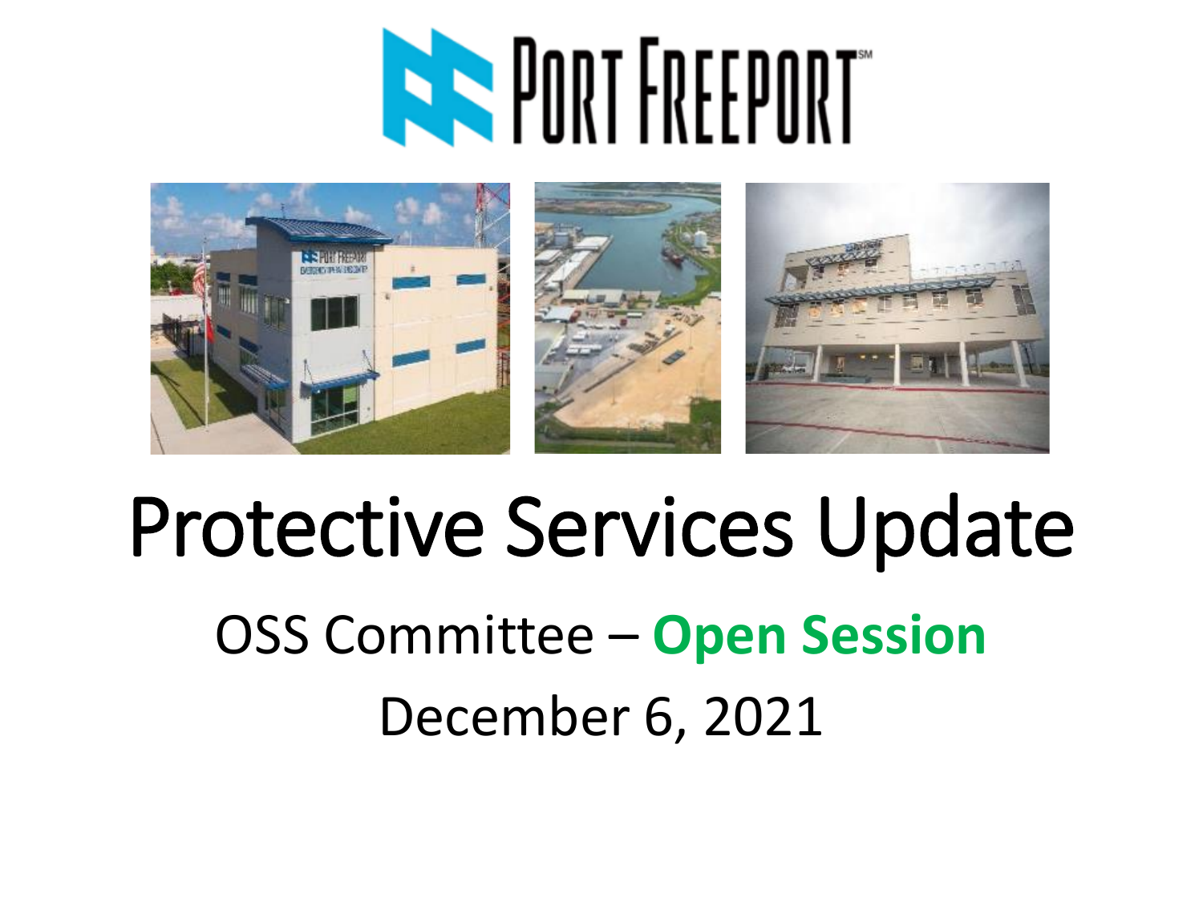# Protective Services Update

OSS Committee – **Open Session**

December 6, 2021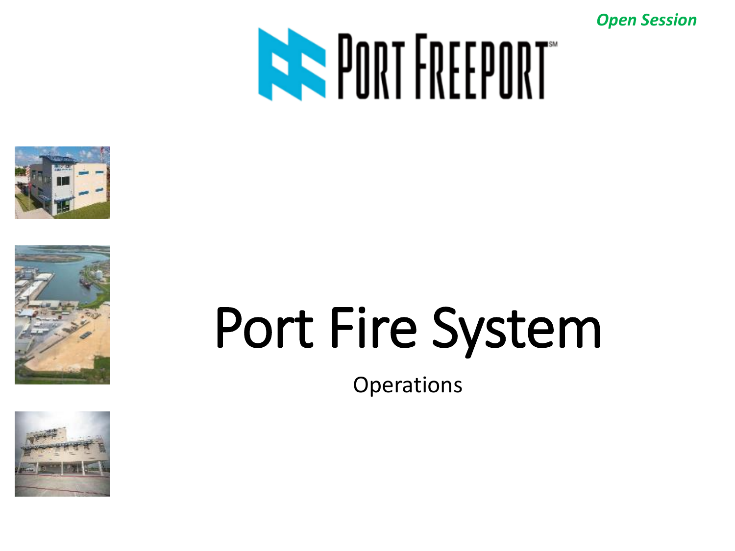*Open Session*

PORT FREEPORT

# Port Fire System

Operations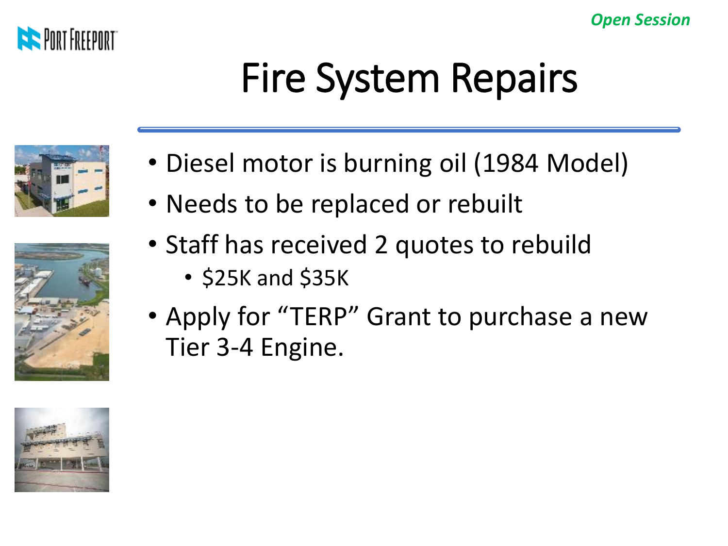*Open Session*

# Fire System Repairs

- Diesel motor is burning oil (1984 Model)
- Needs to be replaced or rebuilt
- Staff has received 2 quotes to rebuild
  - $25K and $35K
- Apply for "TERP" Grant to purchase a new Tier 3-4 Engine.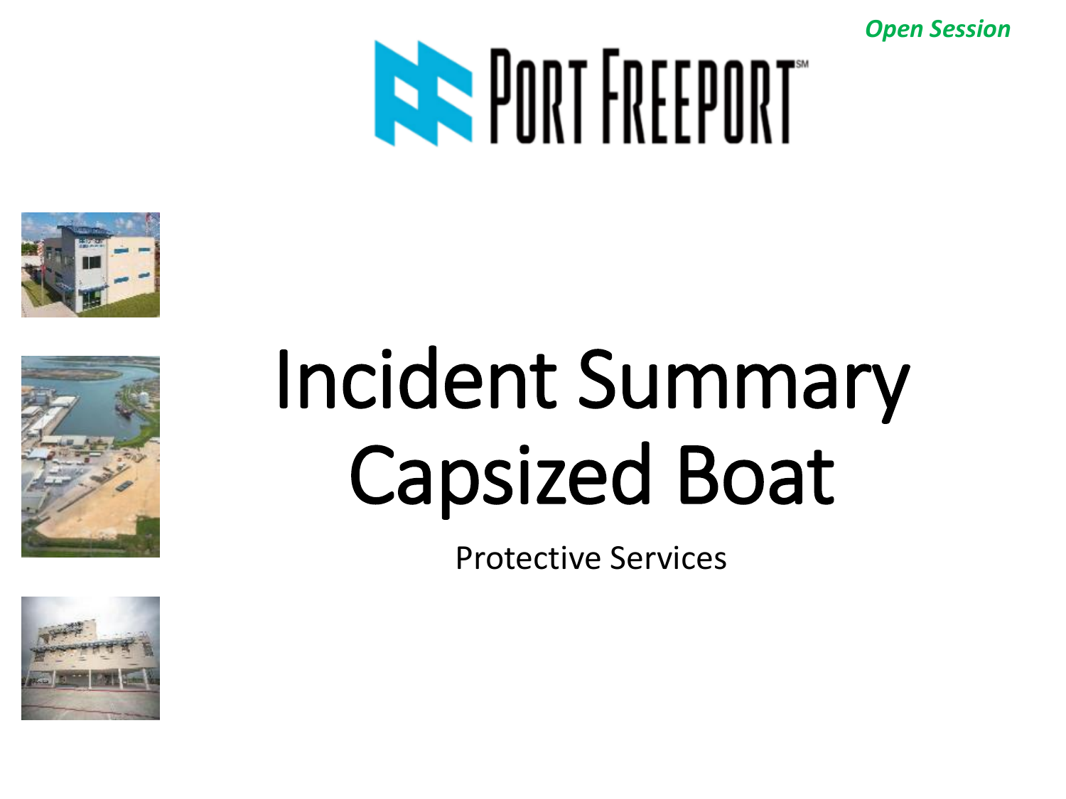*Open Session*

PORT FREEPORT

# Incident Summary Capsized Boat

Protective Services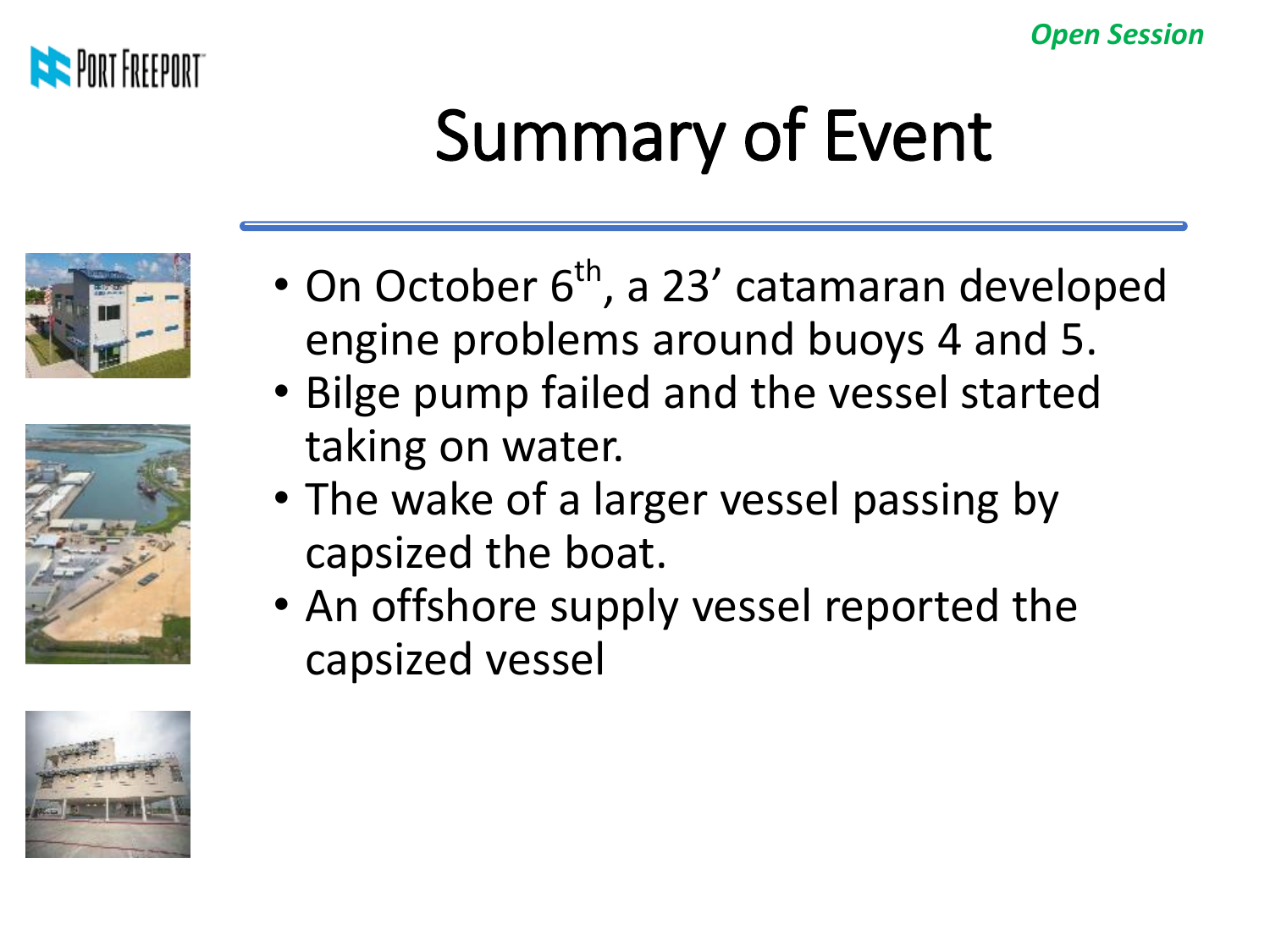*Open Session*

# Summary of Event

- On October 6th, a 23' catamaran developed engine problems around buoys 4 and 5.
- Bilge pump failed and the vessel started taking on water.
- The wake of a larger vessel passing by capsized the boat.
- An offshore supply vessel reported the capsized vessel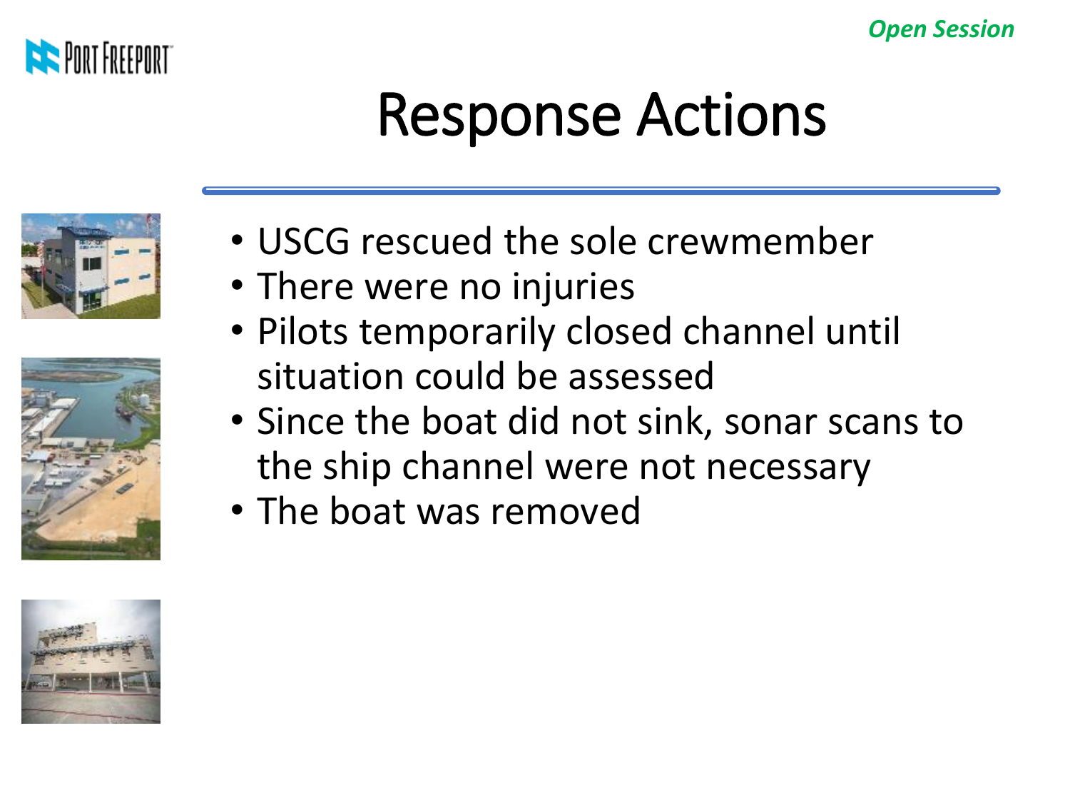# Response Actions

- USCG rescued the sole crewmember
- There were no injuries
- Pilots temporarily closed channel until situation could be assessed
- Since the boat did not sink, sonar scans to the ship channel were not necessary
- The boat was removed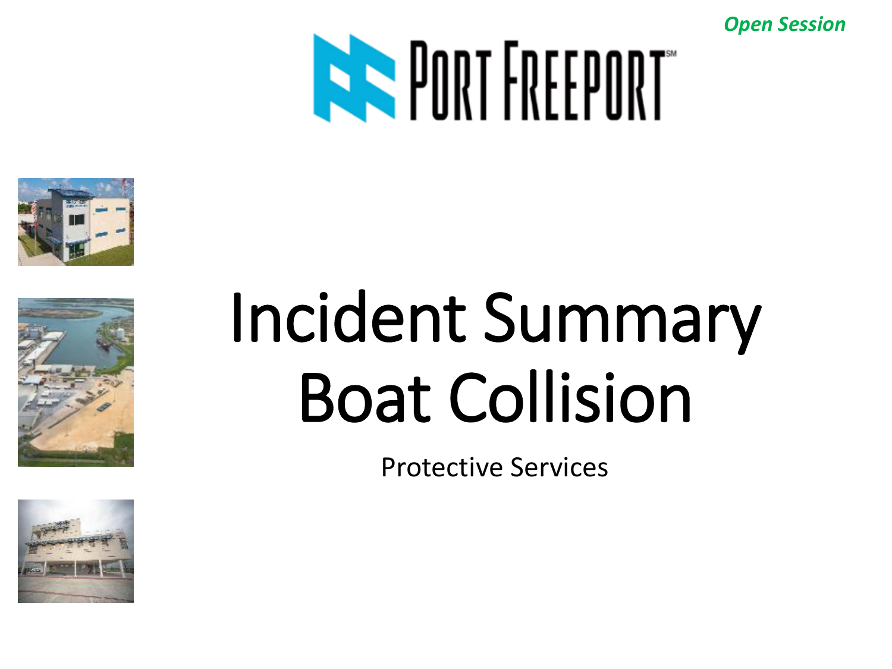*Open Session*

PORT FREEPORT

# Incident Summary Boat Collision

Protective Services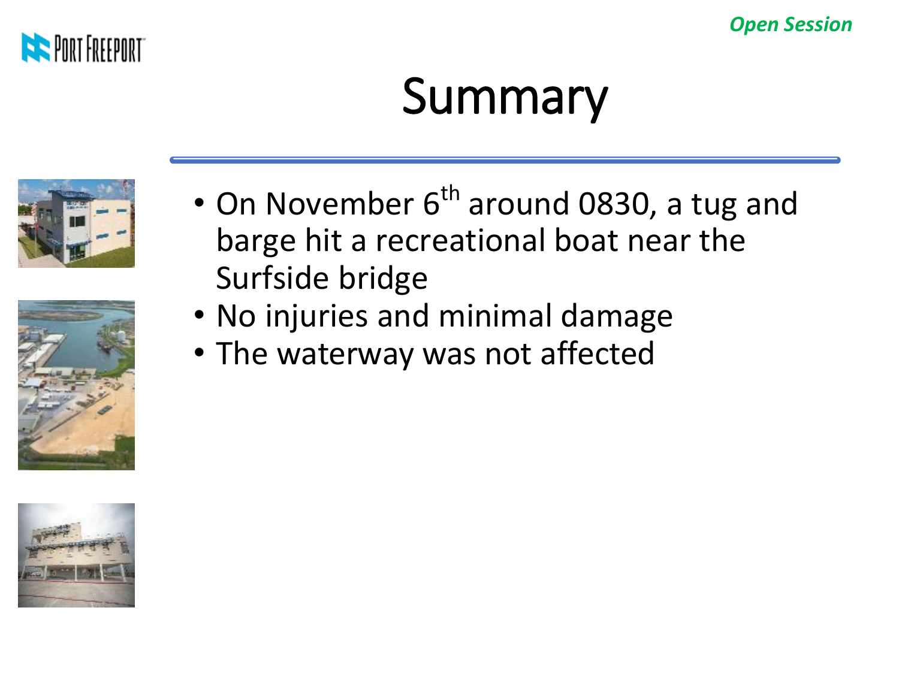*Open Session*

# Summary

- On November 6th around 0830, a tug and barge hit a recreational boat near the Surfside bridge
- No injuries and minimal damage
- The waterway was not affected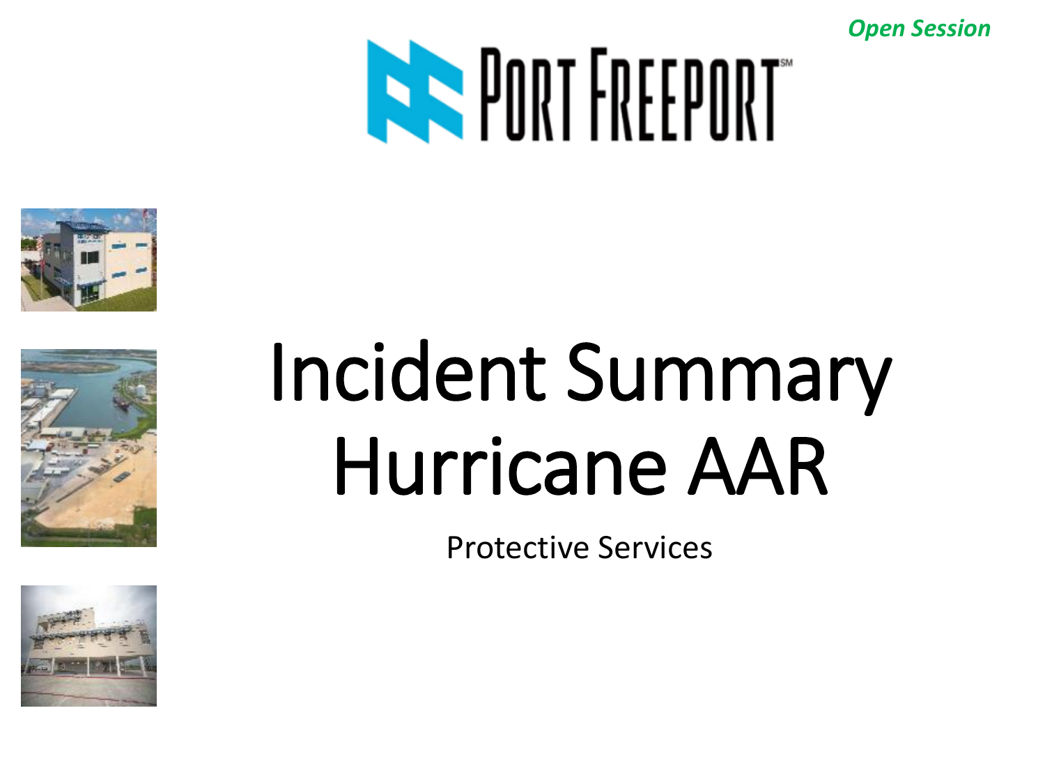*Open Session*

# Incident Summary Hurricane AAR

Protective Services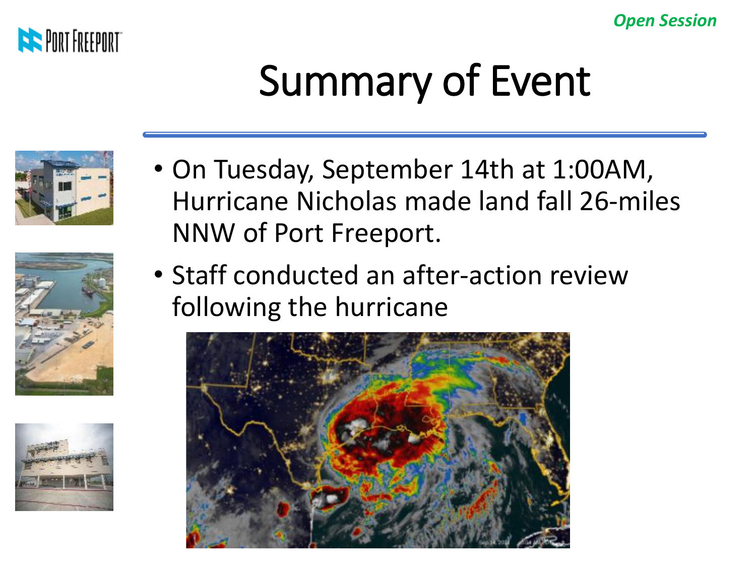*Open Session*

# Summary of Event

- On Tuesday, September 14th at 1:00AM, Hurricane Nicholas made land fall 26-miles NNW of Port Freeport.
- Staff conducted an after-action review following the hurricane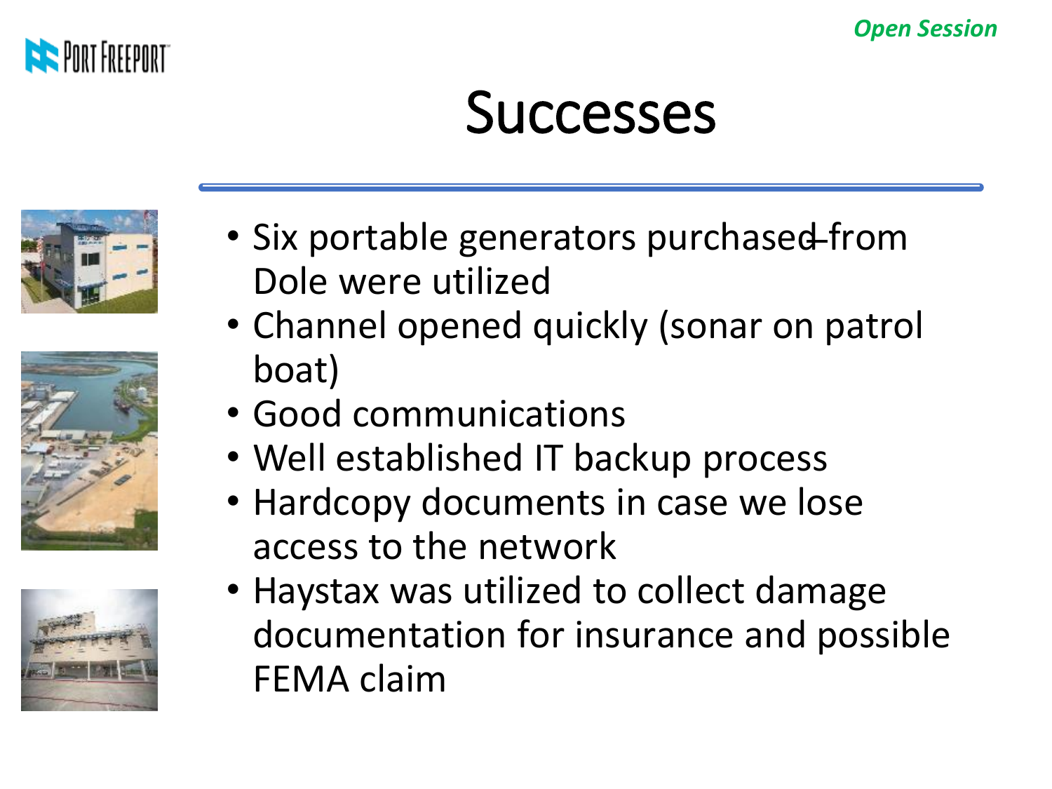*Open Session*

# Successes

- Six portable generators purchased from Dole were utilized
- Channel opened quickly (sonar on patrol boat)
- Good communications
- Well established IT backup process
- Hardcopy documents in case we lose access to the network
- Haystax was utilized to collect damage documentation for insurance and possible FEMA claim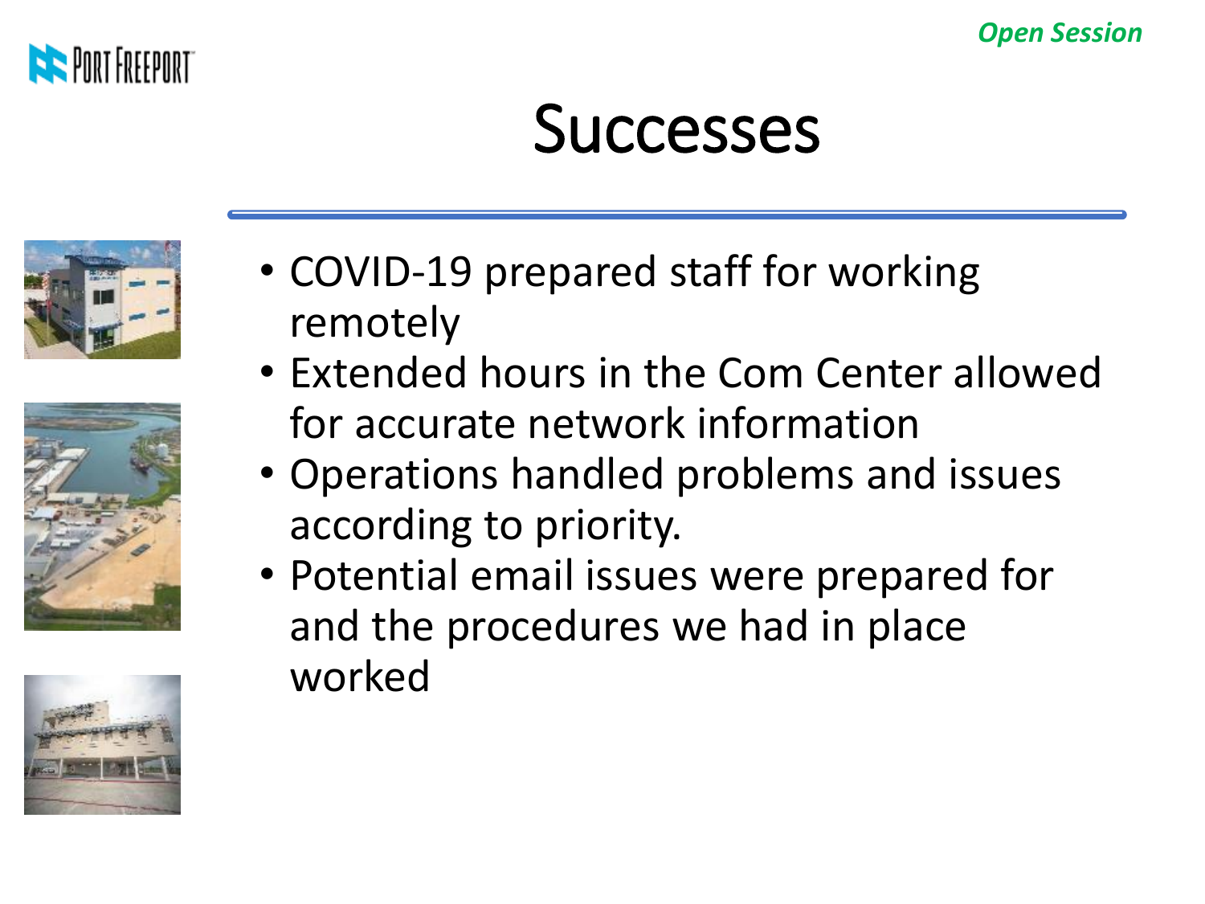*Open Session*

# Successes

- COVID-19 prepared staff for working remotely
- Extended hours in the Com Center allowed for accurate network information
- Operations handled problems and issues according to priority.
- Potential email issues were prepared for and the procedures we had in place worked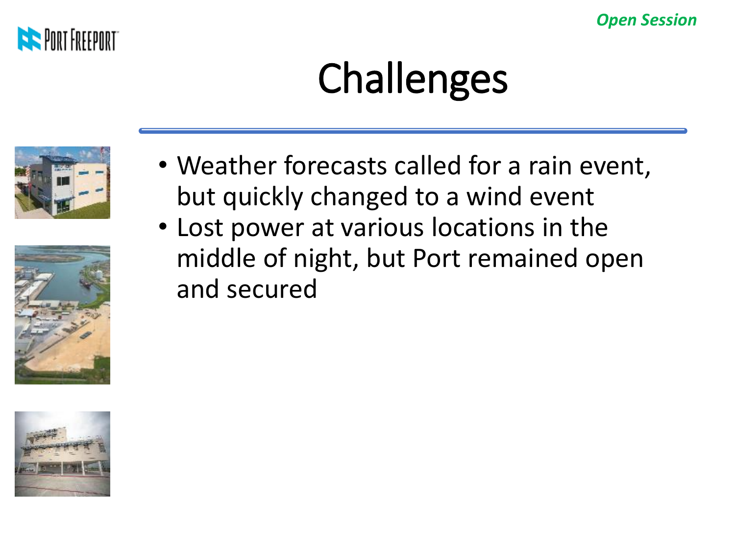*Open Session*

# Challenges

- Weather forecasts called for a rain event, but quickly changed to a wind event
- Lost power at various locations in the middle of night, but Port remained open and secured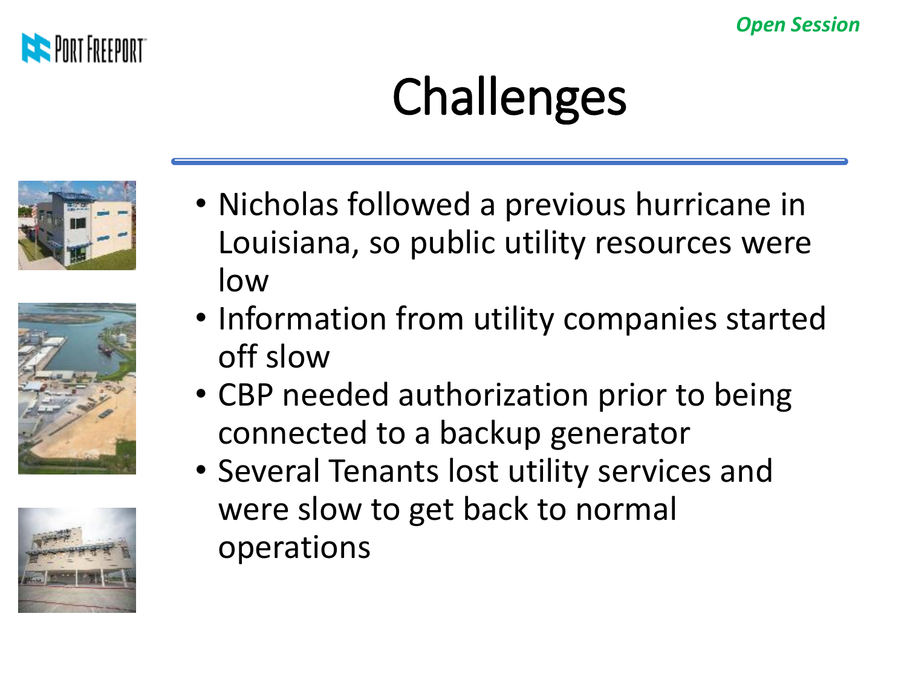*Open Session*

# Challenges

- Nicholas followed a previous hurricane in Louisiana, so public utility resources were low
- Information from utility companies started off slow
- CBP needed authorization prior to being connected to a backup generator
- Several Tenants lost utility services and were slow to get back to normal operations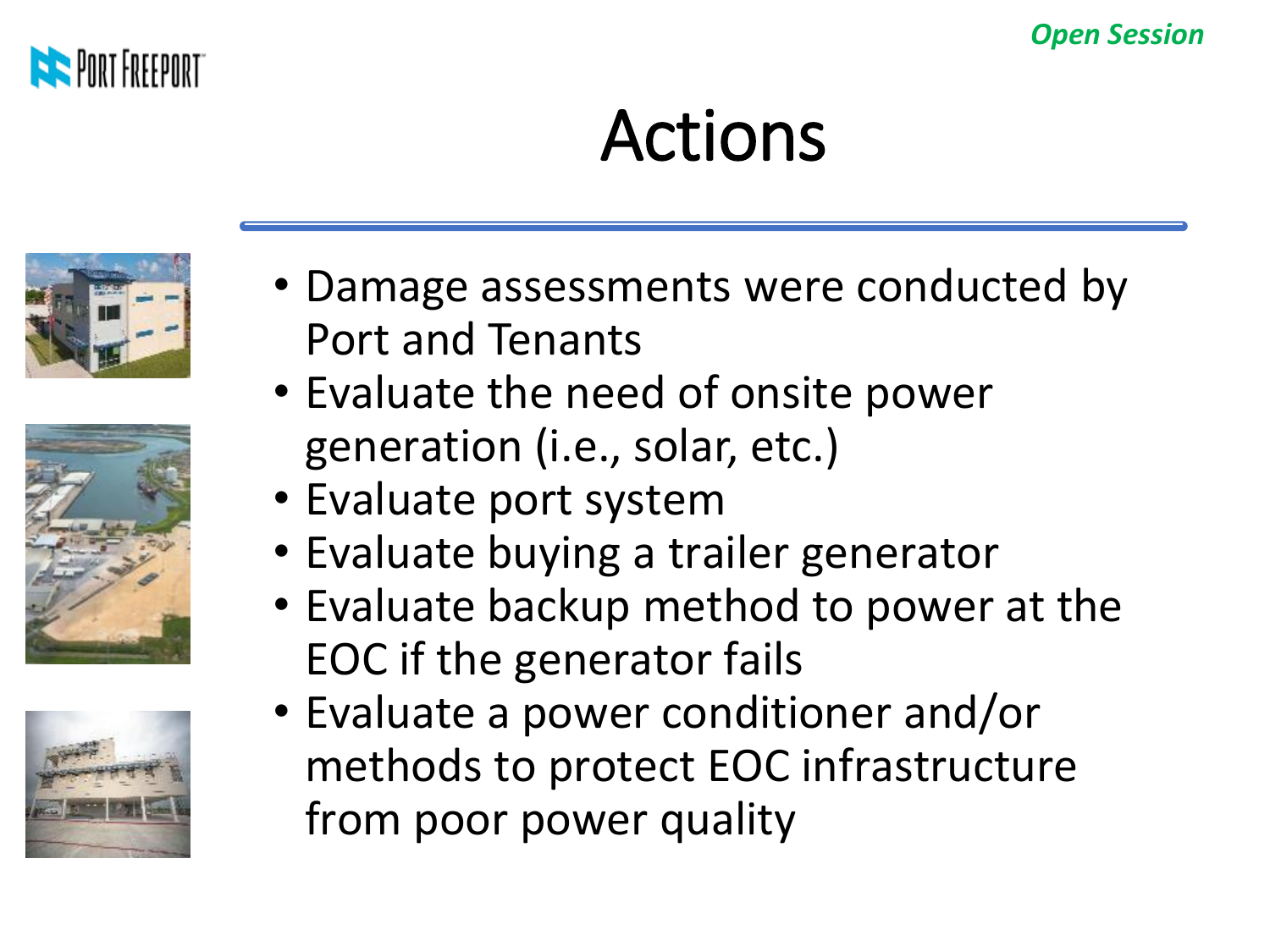*Open Session*

# Actions

- Damage assessments were conducted by Port and Tenants
- Evaluate the need of onsite power generation (i.e., solar, etc.)
- Evaluate port system
- Evaluate buying a trailer generator
- Evaluate backup method to power at the EOC if the generator fails
- Evaluate a power conditioner and/or methods to protect EOC infrastructure from poor power quality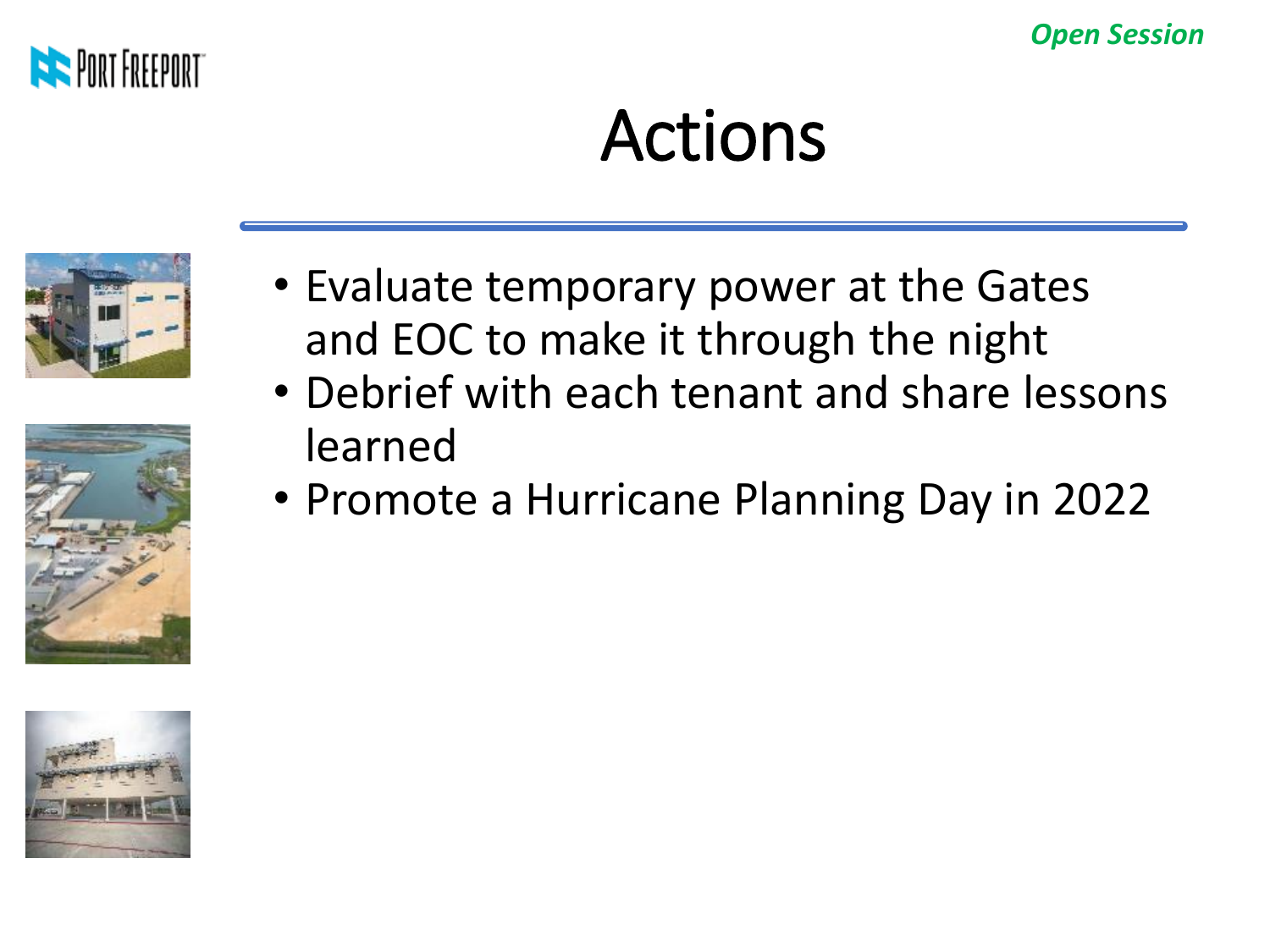*Open Session*

# Actions

- Evaluate temporary power at the Gates and EOC to make it through the night
- Debrief with each tenant and share lessons learned
- Promote a Hurricane Planning Day in 2022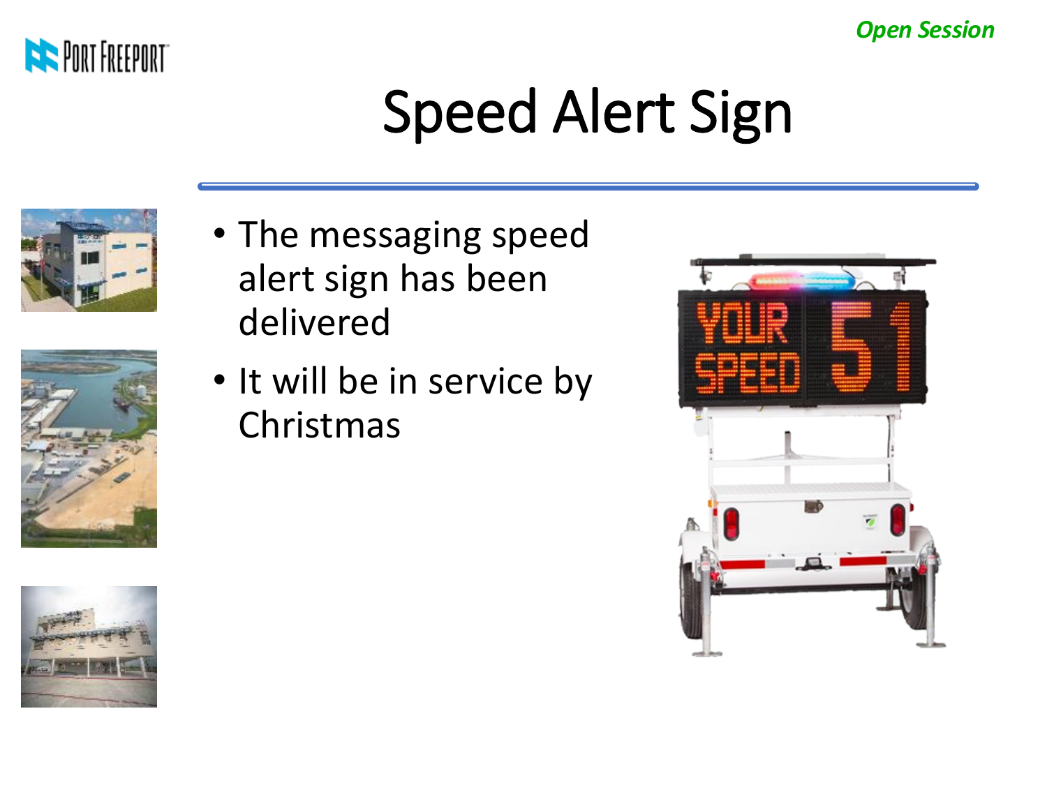Open Session

# Speed Alert Sign

- The messaging speed alert sign has been delivered
- It will be in service by Christmas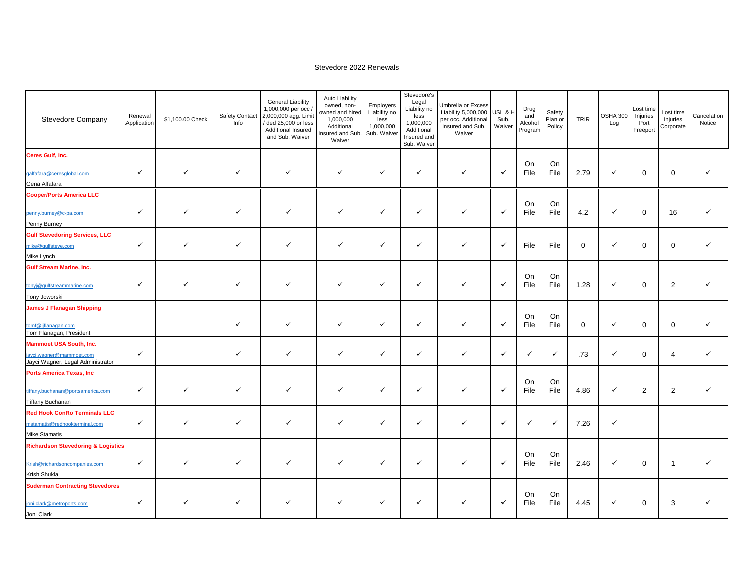Stevedore 2022 Renewals

| Stevedore Company | Renewal Application | $1,100.00 Check | Safety Contact Info | General Liability 1,000,000 per occ / 2,000,000 agg. Limit / ded 25,000 or less Additional Insured and Sub. Waiver | Auto Liability owned, non-owned and hired 1,000,000 Additional Insured and Sub. Waiver | Employers Liability no less 1,000,000 Sub. Waiver | Stevedore's Legal Liability no less 1,000,000 Additional Insured and Sub. Waiver | Umbrella or Excess Liability 5,000,000 per occ. Additional Insured and Sub. Waiver | USL & H Sub. Waiver | Drug and Alcohol Program | Safety Plan or Policy | TRIR | OSHA 300 Log | Lost time Injuries Port Freeport | Lost time Injuries Corporate | Cancelation Notice |
|---|---|---|---|---|---|---|---|---|---|---|---|---|---|---|---|---|
| **Ceres Gulf, Inc.** galfafara@ceresglobal.com Gena Alfafara | ✓ | ✓ | ✓ | ✓ | ✓ | ✓ | ✓ | ✓ | ✓ | On File | On File | 2.79 | ✓ | 0 | 0 | ✓ |
| **Cooper/Ports America LLC** penny.burney@c-pa.com Penny Burney | ✓ | ✓ | ✓ | ✓ | ✓ | ✓ | ✓ | ✓ | ✓ | On File | On File | 4.2 | ✓ | 0 | 16 | ✓ |
| **Gulf Stevedoring Services, LLC** mike@gulfsteve.com Mike Lynch | ✓ | ✓ | ✓ | ✓ | ✓ | ✓ | ✓ | ✓ | ✓ | File | File | 0 | ✓ | 0 | 0 | ✓ |
| **Gulf Stream Marine, Inc.** tonyj@gulfstreammarine.com Tony Joworski | ✓ | ✓ | ✓ | ✓ | ✓ | ✓ | ✓ | ✓ | ✓ | On File | On File | 1.28 | ✓ | 0 | 2 | ✓ |
| **James J Flanagan Shipping** tomf@jjflanagan.com Tom Flanagan, President | | | ✓ | ✓ | ✓ | ✓ | ✓ | ✓ | ✓ | On File | On File | 0 | ✓ | 0 | 0 | ✓ |
| **Mammoet USA South, Inc.** jayci.wagner@mammoet.com Jayci Wagner, Legal Administrator | ✓ | | ✓ | ✓ | ✓ | ✓ | ✓ | ✓ | ✓ | ✓ | ✓ | .73 | ✓ | 0 | 4 | ✓ |
| **Ports America Texas, Inc** tiffany.buchanan@portsamerica.com Tiffany Buchanan | ✓ | ✓ | ✓ | ✓ | ✓ | ✓ | ✓ | ✓ | ✓ | On File | On File | 4.86 | ✓ | 2 | 2 | ✓ |
| **Red Hook ConRo Terminals LLC** mstamatis@redhookterminal.com Mike Stamatis | ✓ | ✓ | ✓ | ✓ | ✓ | ✓ | ✓ | ✓ | ✓ | ✓ | ✓ | 7.26 | ✓ | | | |
| **Richardson Stevedoring & Logistics** Krish@richardsoncompanies.com Krish Shukla | ✓ | ✓ | ✓ | ✓ | ✓ | ✓ | ✓ | ✓ | ✓ | On File | On File | 2.46 | ✓ | 0 | 1 | ✓ |
| **Suderman Contracting Stevedores** joni.clark@metroports.com Joni Clark | ✓ | ✓ | ✓ | ✓ | ✓ | ✓ | ✓ | ✓ | ✓ | On File | On File | 4.45 | ✓ | 0 | 3 | ✓ |